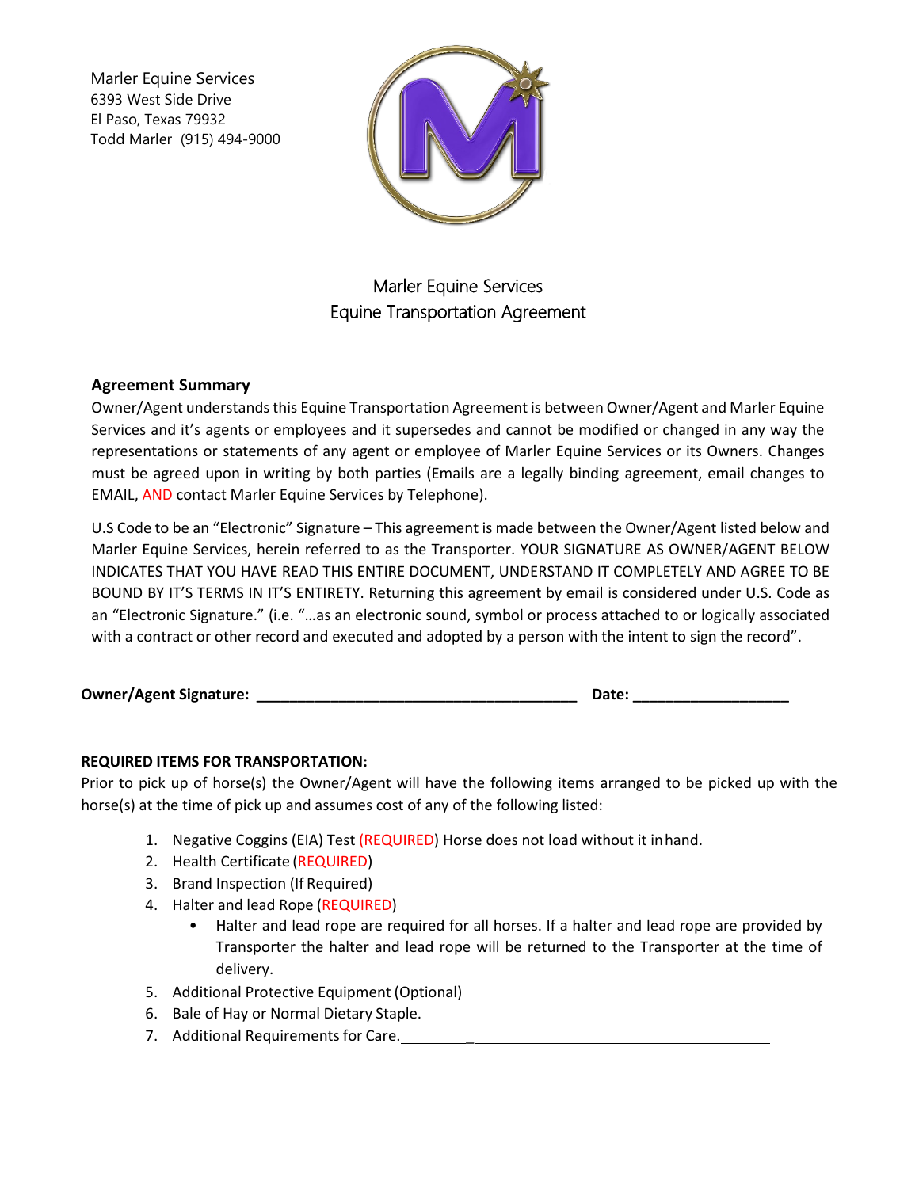Marler Equine Services
6393 West Side Drive
El Paso, Texas 79932
Todd Marler (915) 494-9000

# Marler Equine Services
# Equine Transportation Agreement

## Agreement Summary

Owner/Agent understands this Equine Transportation Agreement is between Owner/Agent and Marler Equine Services and it's agents or employees and it supersedes and cannot be modified or changed in any way the representations or statements of any agent or employee of Marler Equine Services or its Owners. Changes must be agreed upon in writing by both parties (Emails are a legally binding agreement, email changes to EMAIL, AND contact Marler Equine Services by Telephone).

U.S Code to be an "Electronic" Signature – This agreement is made between the Owner/Agent listed below and Marler Equine Services, herein referred to as the Transporter. YOUR SIGNATURE AS OWNER/AGENT BELOW INDICATES THAT YOU HAVE READ THIS ENTIRE DOCUMENT, UNDERSTAND IT COMPLETELY AND AGREE TO BE BOUND BY IT'S TERMS IN IT'S ENTIRETY. Returning this agreement by email is considered under U.S. Code as an "Electronic Signature." (i.e. "…as an electronic sound, symbol or process attached to or logically associated with a contract or other record and executed and adopted by a person with the intent to sign the record".

**Owner/Agent Signature: ________________________________________ Date: ___________________**

**REQUIRED ITEMS FOR TRANSPORTATION:**

Prior to pick up of horse(s) the Owner/Agent will have the following items arranged to be picked up with the horse(s) at the time of pick up and assumes cost of any of the following listed:

1. Negative Coggins (EIA) Test (REQUIRED) Horse does not load without it in hand.
2. Health Certificate (REQUIRED)
3. Brand Inspection (If Required)
4. Halter and lead Rope (REQUIRED)
   - Halter and lead rope are required for all horses. If a halter and lead rope are provided by Transporter the halter and lead rope will be returned to the Transporter at the time of delivery.
5. Additional Protective Equipment (Optional)
6. Bale of Hay or Normal Dietary Staple.
7. Additional Requirements for Care. ________________________________________________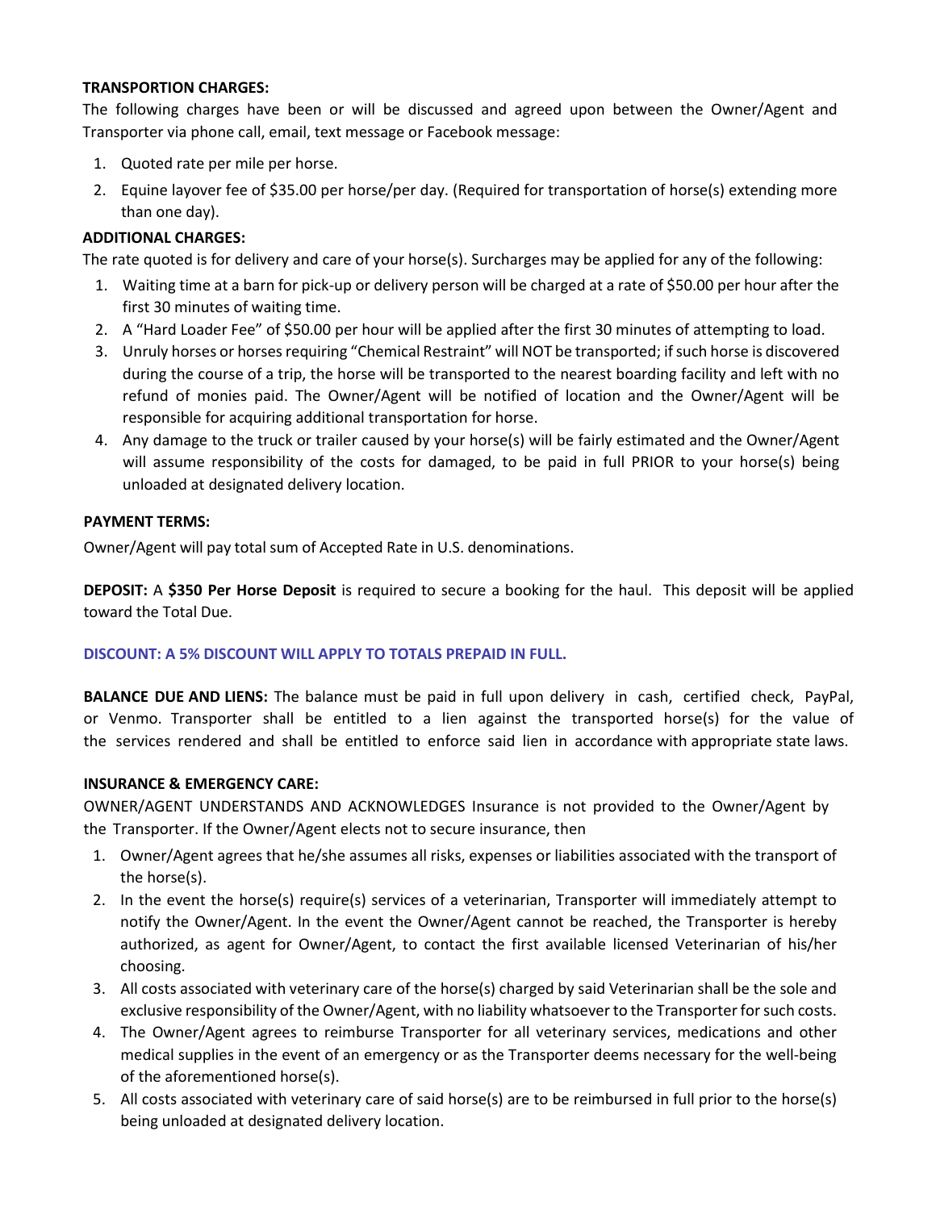**TRANSPORTION CHARGES:**

The following charges have been or will be discussed and agreed upon between the Owner/Agent and Transporter via phone call, email, text message or Facebook message:

1. Quoted rate per mile per horse.
2. Equine layover fee of $35.00 per horse/per day. (Required for transportation of horse(s) extending more than one day).

**ADDITIONAL CHARGES:**

The rate quoted is for delivery and care of your horse(s). Surcharges may be applied for any of the following:

1. Waiting time at a barn for pick-up or delivery person will be charged at a rate of $50.00 per hour after the first 30 minutes of waiting time.
2. A "Hard Loader Fee" of $50.00 per hour will be applied after the first 30 minutes of attempting to load.
3. Unruly horses or horses requiring "Chemical Restraint" will NOT be transported; if such horse is discovered during the course of a trip, the horse will be transported to the nearest boarding facility and left with no refund of monies paid. The Owner/Agent will be notified of location and the Owner/Agent will be responsible for acquiring additional transportation for horse.
4. Any damage to the truck or trailer caused by your horse(s) will be fairly estimated and the Owner/Agent will assume responsibility of the costs for damaged, to be paid in full PRIOR to your horse(s) being unloaded at designated delivery location.

**PAYMENT TERMS:**

Owner/Agent will pay total sum of Accepted Rate in U.S. denominations.

**DEPOSIT:** A **$350 Per Horse Deposit** is required to secure a booking for the haul. This deposit will be applied toward the Total Due.

**DISCOUNT: A 5% DISCOUNT WILL APPLY TO TOTALS PREPAID IN FULL.**

**BALANCE DUE AND LIENS:** The balance must be paid in full upon delivery in cash, certified check, PayPal, or Venmo. Transporter shall be entitled to a lien against the transported horse(s) for the value of the services rendered and shall be entitled to enforce said lien in accordance with appropriate state laws.

**INSURANCE & EMERGENCY CARE:**

OWNER/AGENT UNDERSTANDS AND ACKNOWLEDGES Insurance is not provided to the Owner/Agent by the Transporter. If the Owner/Agent elects not to secure insurance, then

1. Owner/Agent agrees that he/she assumes all risks, expenses or liabilities associated with the transport of the horse(s).
2. In the event the horse(s) require(s) services of a veterinarian, Transporter will immediately attempt to notify the Owner/Agent. In the event the Owner/Agent cannot be reached, the Transporter is hereby authorized, as agent for Owner/Agent, to contact the first available licensed Veterinarian of his/her choosing.
3. All costs associated with veterinary care of the horse(s) charged by said Veterinarian shall be the sole and exclusive responsibility of the Owner/Agent, with no liability whatsoever to the Transporter for such costs.
4. The Owner/Agent agrees to reimburse Transporter for all veterinary services, medications and other medical supplies in the event of an emergency or as the Transporter deems necessary for the well-being of the aforementioned horse(s).
5. All costs associated with veterinary care of said horse(s) are to be reimbursed in full prior to the horse(s) being unloaded at designated delivery location.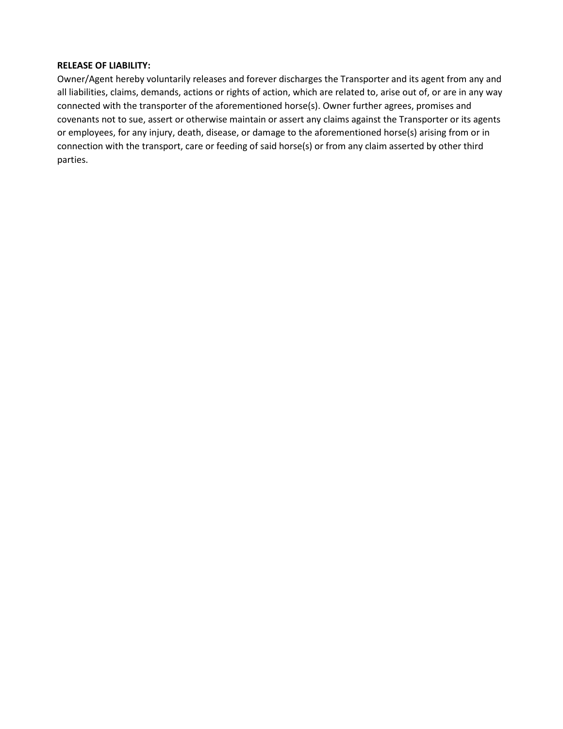**RELEASE OF LIABILITY:**

Owner/Agent hereby voluntarily releases and forever discharges the Transporter and its agent from any and all liabilities, claims, demands, actions or rights of action, which are related to, arise out of, or are in any way connected with the transporter of the aforementioned horse(s). Owner further agrees, promises and covenants not to sue, assert or otherwise maintain or assert any claims against the Transporter or its agents or employees, for any injury, death, disease, or damage to the aforementioned horse(s) arising from or in connection with the transport, care or feeding of said horse(s) or from any claim asserted by other third parties.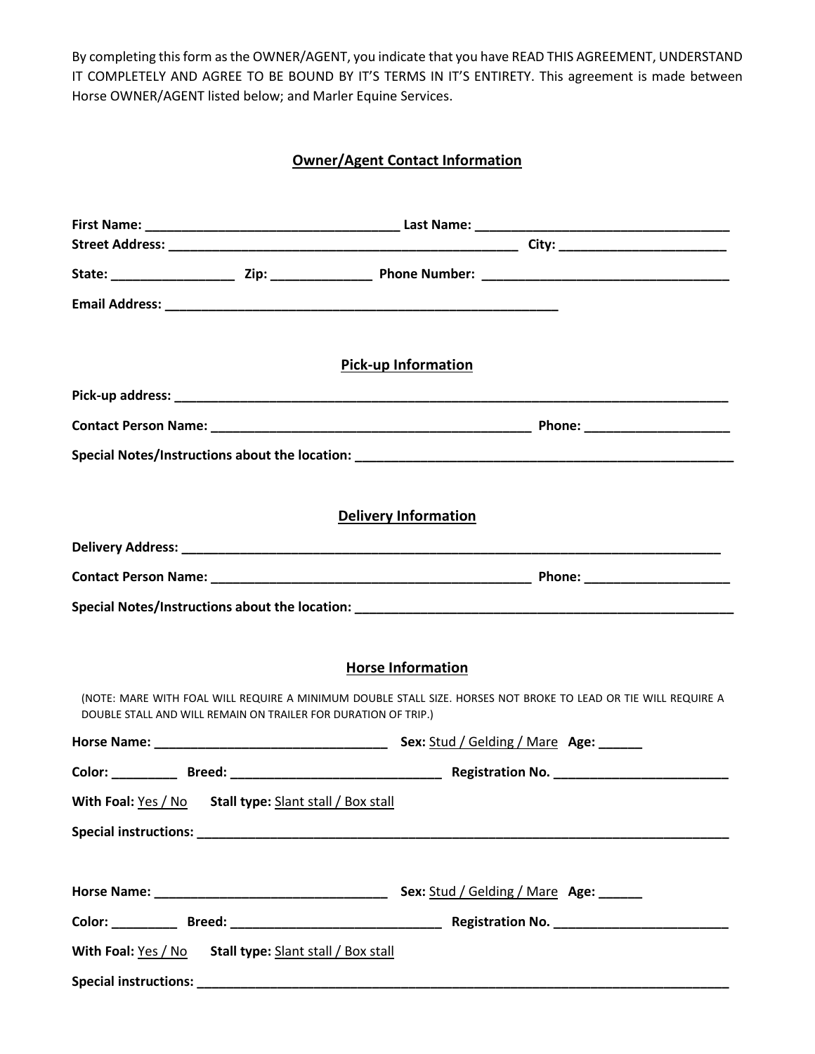By completing this form as the OWNER/AGENT, you indicate that you have READ THIS AGREEMENT, UNDERSTAND IT COMPLETELY AND AGREE TO BE BOUND BY IT'S TERMS IN IT'S ENTIRETY. This agreement is made between Horse OWNER/AGENT listed below; and Marler Equine Services.

## Owner/Agent Contact Information

**First Name:** ___________________________________ **Last Name:** ___________________________________

**Street Address:** _________________________________________________ **City:** _______________________

**State:** _________________ **Zip:** ______________ **Phone Number:** __________________________________

**Email Address:** ________________________________________________________

## Pick-up Information

**Pick-up address:** ________________________________________________________________________________

**Contact Person Name:** _____________________________________________ **Phone:** ____________________

**Special Notes/Instructions about the location:** ______________________________________________________

## Delivery Information

**Delivery Address:** ______________________________________________________________________________

**Contact Person Name:** _____________________________________________ **Phone:** ____________________

**Special Notes/Instructions about the location:** ______________________________________________________

## Horse Information

(NOTE: MARE WITH FOAL WILL REQUIRE A MINIMUM DOUBLE STALL SIZE. HORSES NOT BROKE TO LEAD OR TIE WILL REQUIRE A DOUBLE STALL AND WILL REMAIN ON TRAILER FOR DURATION OF TRIP.)

**Horse Name:** ________________________________ **Sex:** Stud / Gelding / Mare **Age:** ______

**Color:** _________ **Breed:** _____________________________ **Registration No.** ________________________

**With Foal:** Yes / No **Stall type:** Slant stall / Box stall

**Special instructions:** ___________________________________________________________________________

**Horse Name:** ________________________________ **Sex:** Stud / Gelding / Mare **Age:** ______

**Color:** _________ **Breed:** _____________________________ **Registration No.** ________________________

**With Foal:** Yes / No **Stall type:** Slant stall / Box stall

**Special instructions:** ___________________________________________________________________________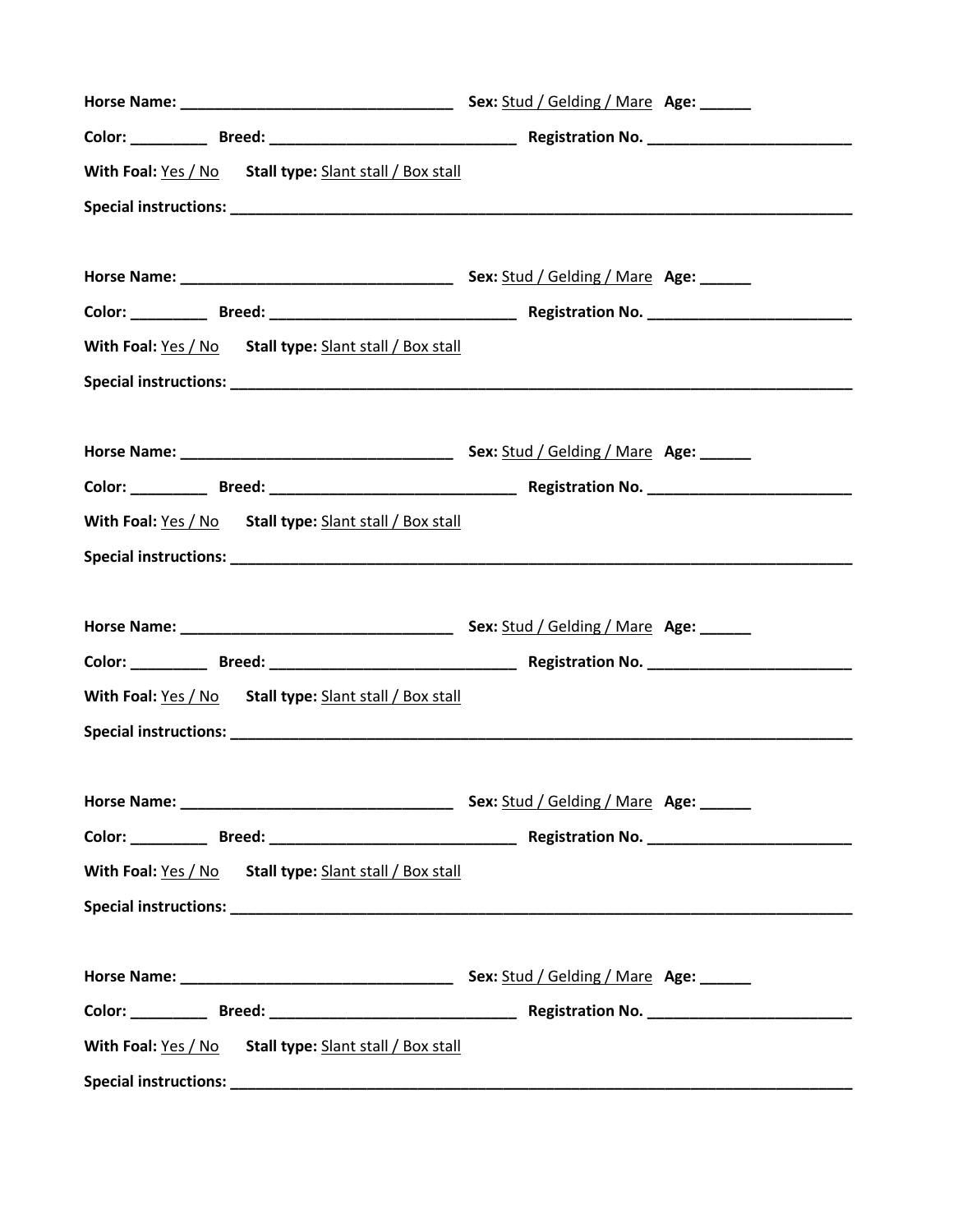**Horse Name:** ________________________________ **Sex:** Stud / Gelding / Mare **Age:** ______

**Color:** _________ **Breed:** ____________________________ **Registration No.** ________________________

**With Foal:** Yes / No **Stall type:** Slant stall / Box stall

**Special instructions:** ________________________________________________________________________

**Horse Name:** ________________________________ **Sex:** Stud / Gelding / Mare **Age:** ______

**Color:** _________ **Breed:** ____________________________ **Registration No.** ________________________

**With Foal:** Yes / No **Stall type:** Slant stall / Box stall

**Special instructions:** ________________________________________________________________________

**Horse Name:** ________________________________ **Sex:** Stud / Gelding / Mare **Age:** ______

**Color:** _________ **Breed:** ____________________________ **Registration No.** ________________________

**With Foal:** Yes / No **Stall type:** Slant stall / Box stall

**Special instructions:** ________________________________________________________________________

**Horse Name:** ________________________________ **Sex:** Stud / Gelding / Mare **Age:** ______

**Color:** _________ **Breed:** ____________________________ **Registration No.** ________________________

**With Foal:** Yes / No **Stall type:** Slant stall / Box stall

**Special instructions:** ________________________________________________________________________

**Horse Name:** ________________________________ **Sex:** Stud / Gelding / Mare **Age:** ______

**Color:** _________ **Breed:** ____________________________ **Registration No.** ________________________

**With Foal:** Yes / No **Stall type:** Slant stall / Box stall

**Special instructions:** ________________________________________________________________________

**Horse Name:** ________________________________ **Sex:** Stud / Gelding / Mare **Age:** ______

**Color:** _________ **Breed:** ____________________________ **Registration No.** ________________________

**With Foal:** Yes / No **Stall type:** Slant stall / Box stall

**Special instructions:** ________________________________________________________________________